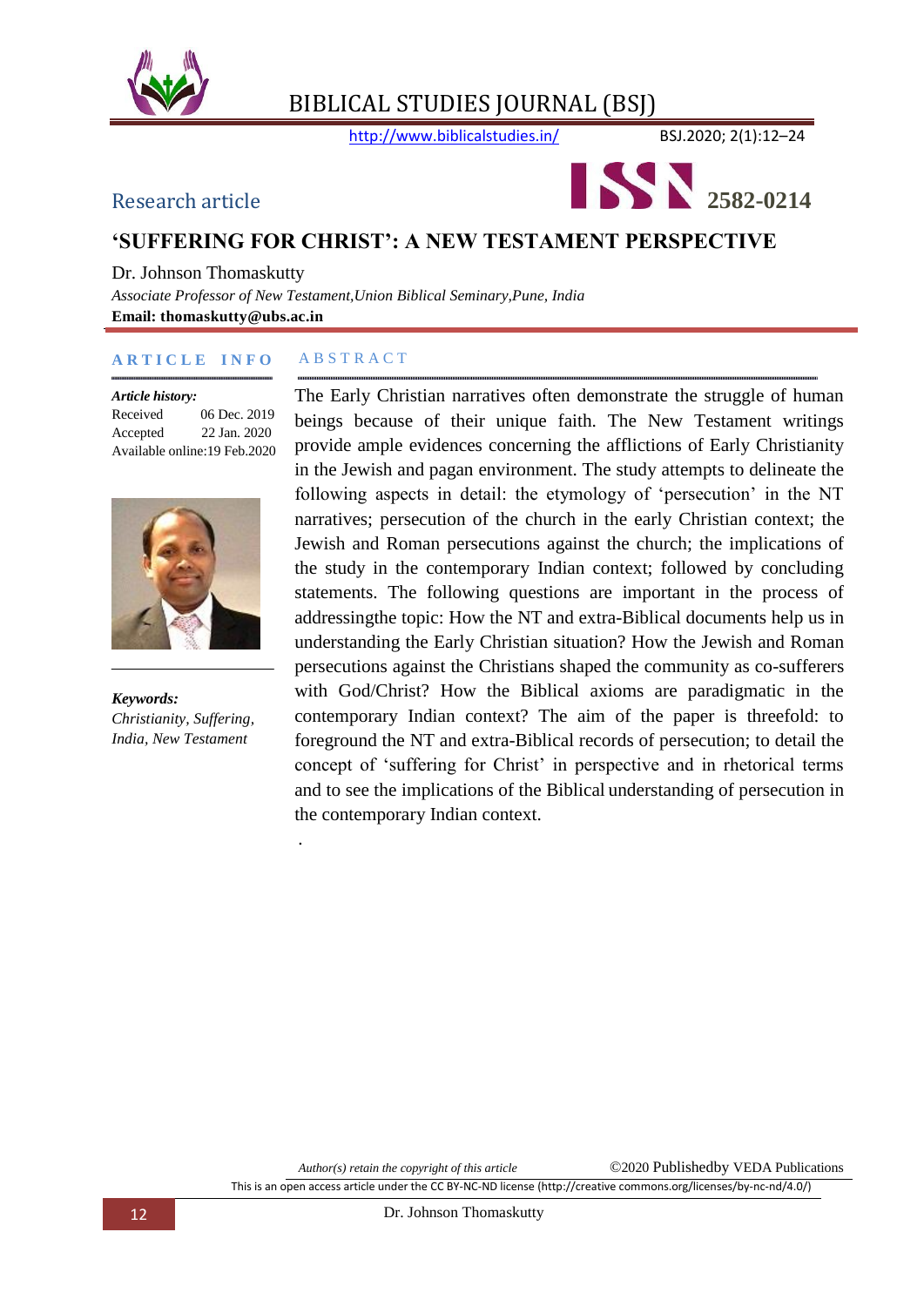# BIBLICAL STUDIES JOURNAL (BSJ)

http://www.biblicalstudies.in/

Research article

ISSN 2582-0214

## 'SUFFERING FOR CHRIST': A NEW TESTAMENT PERSPECTIVE

Dr. Johnson Thomaskutty

*Associate Professor of New Testament,Union Biblical Seminary,Pune, India*

**Email: thomaskutty@ubs.ac.in**

**ARTICLE INFO**

***Article history:***

Received 06 Dec. 2019

Accepted 22 Jan. 2020

Available online:19 Feb.2020

***Keywords:***

*Christianity, Suffering, India, New Testament*

**ABSTRACT**

The Early Christian narratives often demonstrate the struggle of human beings because of their unique faith. The New Testament writings provide ample evidences concerning the afflictions of Early Christianity in the Jewish and pagan environment. The study attempts to delineate the following aspects in detail: the etymology of 'persecution' in the NT narratives; persecution of the church in the early Christian context; the Jewish and Roman persecutions against the church; the implications of the study in the contemporary Indian context; followed by concluding statements. The following questions are important in the process of addressingthe topic: How the NT and extra-Biblical documents help us in understanding the Early Christian situation? How the Jewish and Roman persecutions against the Christians shaped the community as co-sufferers with God/Christ? How the Biblical axioms are paradigmatic in the contemporary Indian context? The aim of the paper is threefold: to foreground the NT and extra-Biblical records of persecution; to detail the concept of 'suffering for Christ' in perspective and in rhetorical terms and to see the implications of the Biblical understanding of persecution in the contemporary Indian context.

*Author(s) retain the copyright of this article* ©2020 Publishedby VEDA Publications

This is an open access article under the CC BY-NC-ND license (http://creative commons.org/licenses/by-nc-nd/4.0/)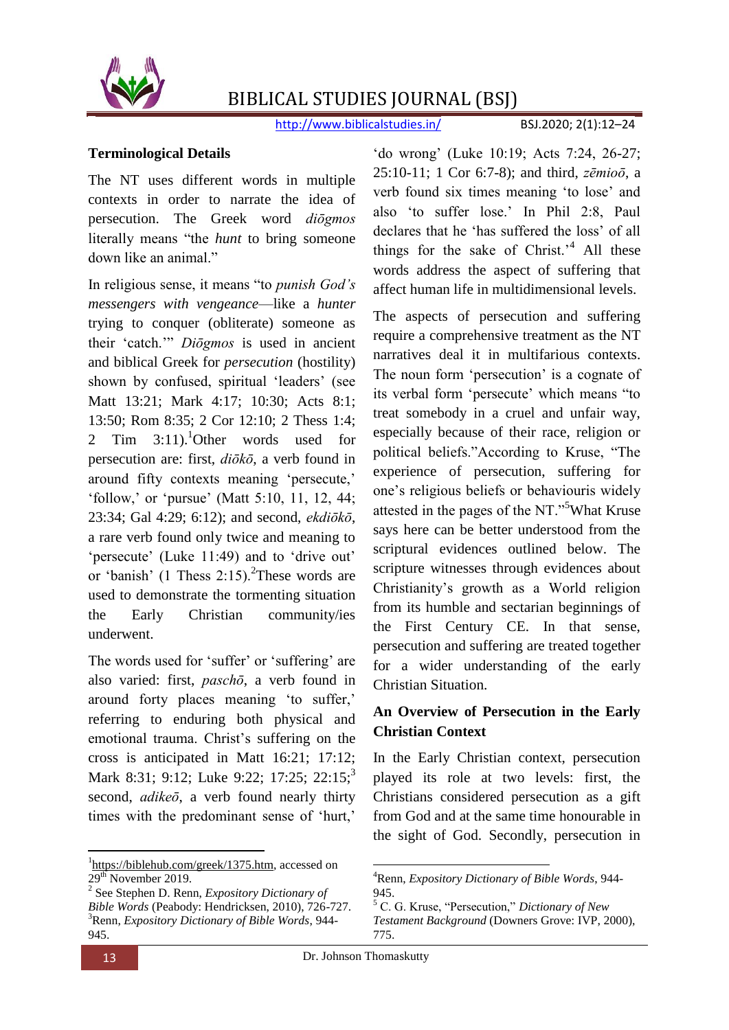### Terminological Details

The NT uses different words in multiple contexts in order to narrate the idea of persecution. The Greek word *diōgmos* literally means "the *hunt* to bring someone down like an animal."

In religious sense, it means "to *punish God's messengers with vengeance*—like a *hunter* trying to conquer (obliterate) someone as their 'catch.'" *Diōgmos* is used in ancient and biblical Greek for *persecution* (hostility) shown by confused, spiritual 'leaders' (see Matt 13:21; Mark 4:17; 10:30; Acts 8:1; 13:50; Rom 8:35; 2 Cor 12:10; 2 Thess 1:4; 2 Tim 3:11).[1] Other words used for persecution are: first, *diōkō*, a verb found in around fifty contexts meaning 'persecute,' 'follow,' or 'pursue' (Matt 5:10, 11, 12, 44; 23:34; Gal 4:29; 6:12); and second, *ekdiōkō*, a rare verb found only twice and meaning to 'persecute' (Luke 11:49) and to 'drive out' or 'banish' (1 Thess 2:15).[2] These words are used to demonstrate the tormenting situation the Early Christian community/ies underwent.

The words used for 'suffer' or 'suffering' are also varied: first, *paschō*, a verb found in around forty places meaning 'to suffer,' referring to enduring both physical and emotional trauma. Christ's suffering on the cross is anticipated in Matt 16:21; 17:12; Mark 8:31; 9:12; Luke 9:22; 17:25; 22:15;[3] second, *adikeō*, a verb found nearly thirty times with the predominant sense of 'hurt,' 'do wrong' (Luke 10:19; Acts 7:24, 26-27; 25:10-11; 1 Cor 6:7-8); and third, *zēmioō*, a verb found six times meaning 'to lose' and also 'to suffer lose.' In Phil 2:8, Paul declares that he 'has suffered the loss' of all things for the sake of Christ.'[4] All these words address the aspect of suffering that affect human life in multidimensional levels.

The aspects of persecution and suffering require a comprehensive treatment as the NT narratives deal it in multifarious contexts. The noun form 'persecution' is a cognate of its verbal form 'persecute' which means "to treat somebody in a cruel and unfair way, especially because of their race, religion or political beliefs."According to Kruse, "The experience of persecution, suffering for one's religious beliefs or behaviouris widely attested in the pages of the NT."[5] What Kruse says here can be better understood from the scriptural evidences outlined below. The scripture witnesses through evidences about Christianity's growth as a World religion from its humble and sectarian beginnings of the First Century CE. In that sense, persecution and suffering are treated together for a wider understanding of the early Christian Situation.

### An Overview of Persecution in the Early Christian Context

In the Early Christian context, persecution played its role at two levels: first, the Christians considered persecution as a gift from God and at the same time honourable in the sight of God. Secondly, persecution in

---

[1] https://biblehub.com/greek/1375.htm, accessed on 29th November 2019.

[2] See Stephen D. Renn, *Expository Dictionary of Bible Words* (Peabody: Hendricksen, 2010), 726-727.

[3] Renn, *Expository Dictionary of Bible Words*, 944-945.

[4] Renn, *Expository Dictionary of Bible Words*, 944-945.

[5] C. G. Kruse, "Persecution," *Dictionary of New Testament Background* (Downers Grove: IVP, 2000), 775.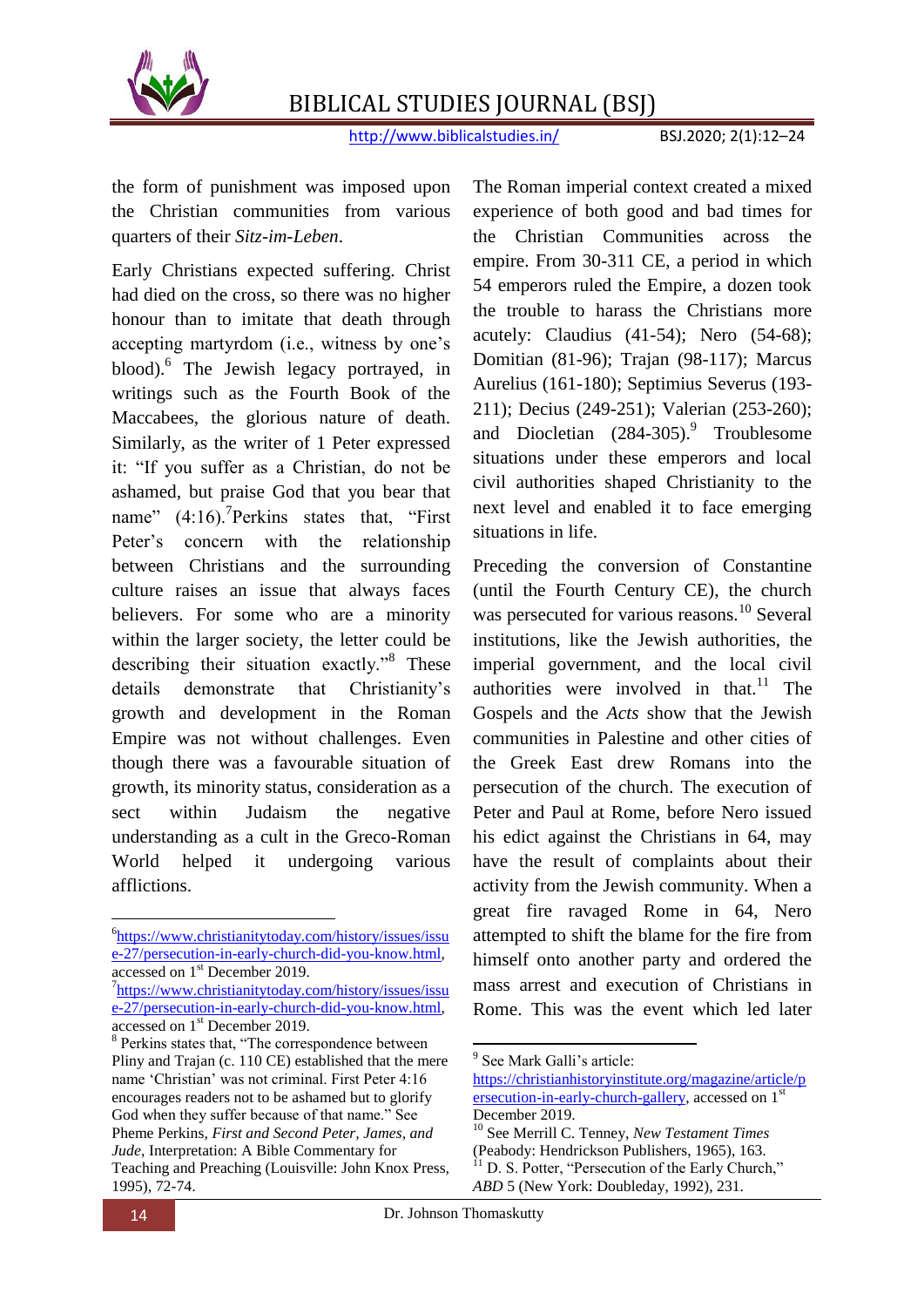the form of punishment was imposed upon the Christian communities from various quarters of their *Sitz-im-Leben*.

Early Christians expected suffering. Christ had died on the cross, so there was no higher honour than to imitate that death through accepting martyrdom (i.e., witness by one's blood).[6] The Jewish legacy portrayed, in writings such as the Fourth Book of the Maccabees, the glorious nature of death. Similarly, as the writer of 1 Peter expressed it: "If you suffer as a Christian, do not be ashamed, but praise God that you bear that name" (4:16).[7]Perkins states that, "First Peter's concern with the relationship between Christians and the surrounding culture raises an issue that always faces believers. For some who are a minority within the larger society, the letter could be describing their situation exactly."[8] These details demonstrate that Christianity's growth and development in the Roman Empire was not without challenges. Even though there was a favourable situation of growth, its minority status, consideration as a sect within Judaism the negative understanding as a cult in the Greco-Roman World helped it undergoing various afflictions.

The Roman imperial context created a mixed experience of both good and bad times for the Christian Communities across the empire. From 30-311 CE, a period in which 54 emperors ruled the Empire, a dozen took the trouble to harass the Christians more acutely: Claudius (41-54); Nero (54-68); Domitian (81-96); Trajan (98-117); Marcus Aurelius (161-180); Septimius Severus (193-211); Decius (249-251); Valerian (253-260); and Diocletian (284-305).[9] Troublesome situations under these emperors and local civil authorities shaped Christianity to the next level and enabled it to face emerging situations in life.

Preceding the conversion of Constantine (until the Fourth Century CE), the church was persecuted for various reasons.[10] Several institutions, like the Jewish authorities, the imperial government, and the local civil authorities were involved in that.[11] The Gospels and the *Acts* show that the Jewish communities in Palestine and other cities of the Greek East drew Romans into the persecution of the church. The execution of Peter and Paul at Rome, before Nero issued his edict against the Christians in 64, may have the result of complaints about their activity from the Jewish community. When a great fire ravaged Rome in 64, Nero attempted to shift the blame for the fire from himself onto another party and ordered the mass arrest and execution of Christians in Rome. This was the event which led later

---

[6] https://www.christianitytoday.com/history/issues/issue-27/persecution-in-early-church-did-you-know.html, accessed on 1st December 2019.

[7] https://www.christianitytoday.com/history/issues/issue-27/persecution-in-early-church-did-you-know.html, accessed on 1st December 2019.

[8] Perkins states that, "The correspondence between Pliny and Trajan (c. 110 CE) established that the mere name 'Christian' was not criminal. First Peter 4:16 encourages readers not to be ashamed but to glorify God when they suffer because of that name." See Pheme Perkins, *First and Second Peter, James, and Jude*, Interpretation: A Bible Commentary for Teaching and Preaching (Louisville: John Knox Press, 1995), 72-74.

[9] See Mark Galli's article: https://christianhistoryinstitute.org/magazine/article/persecution-in-early-church-gallery, accessed on 1st December 2019.

[10] See Merrill C. Tenney, *New Testament Times* (Peabody: Hendrickson Publishers, 1965), 163.

[11] D. S. Potter, "Persecution of the Early Church," *ABD* 5 (New York: Doubleday, 1992), 231.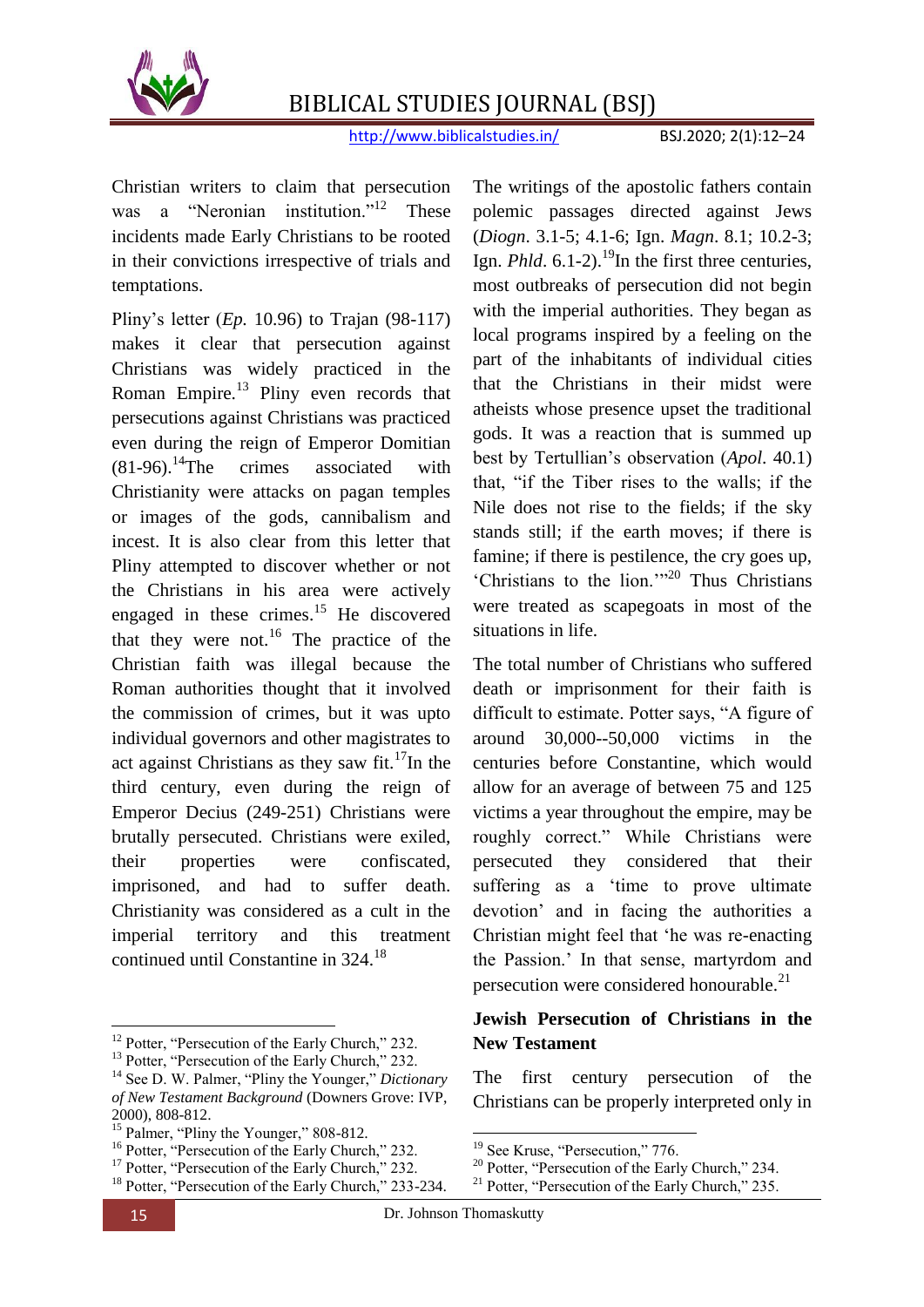Christian writers to claim that persecution was a "Neronian institution."[12] These incidents made Early Christians to be rooted in their convictions irrespective of trials and temptations.

Pliny's letter (*Ep.* 10.96) to Trajan (98-117) makes it clear that persecution against Christians was widely practiced in the Roman Empire.[13] Pliny even records that persecutions against Christians was practiced even during the reign of Emperor Domitian (81-96).[14]The crimes associated with Christianity were attacks on pagan temples or images of the gods, cannibalism and incest. It is also clear from this letter that Pliny attempted to discover whether or not the Christians in his area were actively engaged in these crimes.[15] He discovered that they were not.[16] The practice of the Christian faith was illegal because the Roman authorities thought that it involved the commission of crimes, but it was upto individual governors and other magistrates to act against Christians as they saw fit.[17]In the third century, even during the reign of Emperor Decius (249-251) Christians were brutally persecuted. Christians were exiled, their properties were confiscated, imprisoned, and had to suffer death. Christianity was considered as a cult in the imperial territory and this treatment continued until Constantine in 324.[18]

The writings of the apostolic fathers contain polemic passages directed against Jews (*Diogn*. 3.1-5; 4.1-6; Ign. *Magn*. 8.1; 10.2-3; Ign. *Phld*. 6.1-2).[19]In the first three centuries, most outbreaks of persecution did not begin with the imperial authorities. They began as local programs inspired by a feeling on the part of the inhabitants of individual cities that the Christians in their midst were atheists whose presence upset the traditional gods. It was a reaction that is summed up best by Tertullian's observation (*Apol*. 40.1) that, "if the Tiber rises to the walls; if the Nile does not rise to the fields; if the sky stands still; if the earth moves; if there is famine; if there is pestilence, the cry goes up, 'Christians to the lion.'"[20] Thus Christians were treated as scapegoats in most of the situations in life.

The total number of Christians who suffered death or imprisonment for their faith is difficult to estimate. Potter says, "A figure of around 30,000--50,000 victims in the centuries before Constantine, which would allow for an average of between 75 and 125 victims a year throughout the empire, may be roughly correct." While Christians were persecuted they considered that their suffering as a 'time to prove ultimate devotion' and in facing the authorities a Christian might feel that 'he was re-enacting the Passion.' In that sense, martyrdom and persecution were considered honourable.[21]

## Jewish Persecution of Christians in the New Testament

The first century persecution of the Christians can be properly interpreted only in

---

[12] Potter, "Persecution of the Early Church," 232.

[13] Potter, "Persecution of the Early Church," 232.

[14] See D. W. Palmer, "Pliny the Younger," *Dictionary of New Testament Background* (Downers Grove: IVP, 2000), 808-812.

[15] Palmer, "Pliny the Younger," 808-812.

[16] Potter, "Persecution of the Early Church," 232.

[17] Potter, "Persecution of the Early Church," 232.

[18] Potter, "Persecution of the Early Church," 233-234.

[19] See Kruse, "Persecution," 776.

[20] Potter, "Persecution of the Early Church," 234.

[21] Potter, "Persecution of the Early Church," 235.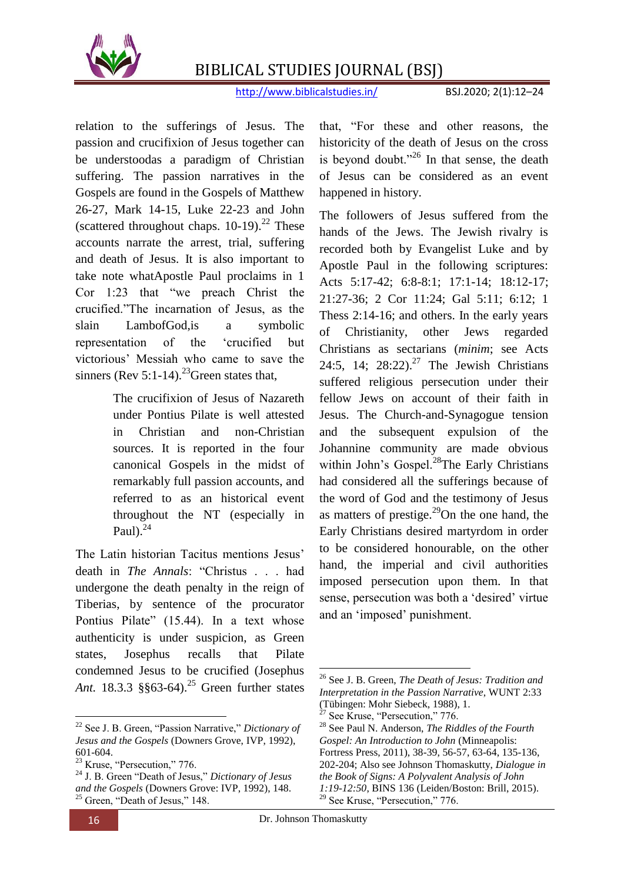relation to the sufferings of Jesus. The passion and crucifixion of Jesus together can be understoodas a paradigm of Christian suffering. The passion narratives in the Gospels are found in the Gospels of Matthew 26-27, Mark 14-15, Luke 22-23 and John (scattered throughout chaps. 10-19).[22] These accounts narrate the arrest, trial, suffering and death of Jesus. It is also important to take note whatApostle Paul proclaims in 1 Cor 1:23 that "we preach Christ the crucified."The incarnation of Jesus, as the slain LambofGod,is a symbolic representation of the 'crucified but victorious' Messiah who came to save the sinners (Rev 5:1-14).[23]Green states that,

> The crucifixion of Jesus of Nazareth under Pontius Pilate is well attested in Christian and non-Christian sources. It is reported in the four canonical Gospels in the midst of remarkably full passion accounts, and referred to as an historical event throughout the NT (especially in Paul).[24]

The Latin historian Tacitus mentions Jesus' death in *The Annals*: "Christus . . . had undergone the death penalty in the reign of Tiberias, by sentence of the procurator Pontius Pilate" (15.44). In a text whose authenticity is under suspicion, as Green states, Josephus recalls that Pilate condemned Jesus to be crucified (Josephus *Ant.* 18.3.3 §§63-64).[25] Green further states that, "For these and other reasons, the historicity of the death of Jesus on the cross is beyond doubt."[26] In that sense, the death of Jesus can be considered as an event happened in history.

The followers of Jesus suffered from the hands of the Jews. The Jewish rivalry is recorded both by Evangelist Luke and by Apostle Paul in the following scriptures: Acts 5:17-42; 6:8-8:1; 17:1-14; 18:12-17; 21:27-36; 2 Cor 11:24; Gal 5:11; 6:12; 1 Thess 2:14-16; and others. In the early years of Christianity, other Jews regarded Christians as sectarians (*minim*; see Acts 24:5, 14; 28:22).[27] The Jewish Christians suffered religious persecution under their fellow Jews on account of their faith in Jesus. The Church-and-Synagogue tension and the subsequent expulsion of the Johannine community are made obvious within John's Gospel.[28]The Early Christians had considered all the sufferings because of the word of God and the testimony of Jesus as matters of prestige.[29]On the one hand, the Early Christians desired martyrdom in order to be considered honourable, on the other hand, the imperial and civil authorities imposed persecution upon them. In that sense, persecution was both a 'desired' virtue and an 'imposed' punishment.

---

[22] See J. B. Green, "Passion Narrative," *Dictionary of Jesus and the Gospels* (Downers Grove, IVP, 1992), 601-604.

[23] Kruse, "Persecution," 776.

[24] J. B. Green "Death of Jesus," *Dictionary of Jesus and the Gospels* (Downers Grove: IVP, 1992), 148.

[25] Green, "Death of Jesus," 148.

[26] See J. B. Green, *The Death of Jesus: Tradition and Interpretation in the Passion Narrative*, WUNT 2:33 (Tübingen: Mohr Siebeck, 1988), 1.

[27] See Kruse, "Persecution," 776.

[28] See Paul N. Anderson, *The Riddles of the Fourth Gospel: An Introduction to John* (Minneapolis: Fortress Press, 2011), 38-39, 56-57, 63-64, 135-136, 202-204; Also see Johnson Thomaskutty, *Dialogue in the Book of Signs: A Polyvalent Analysis of John 1:19-12:50*, BINS 136 (Leiden/Boston: Brill, 2015).

[29] See Kruse, "Persecution," 776.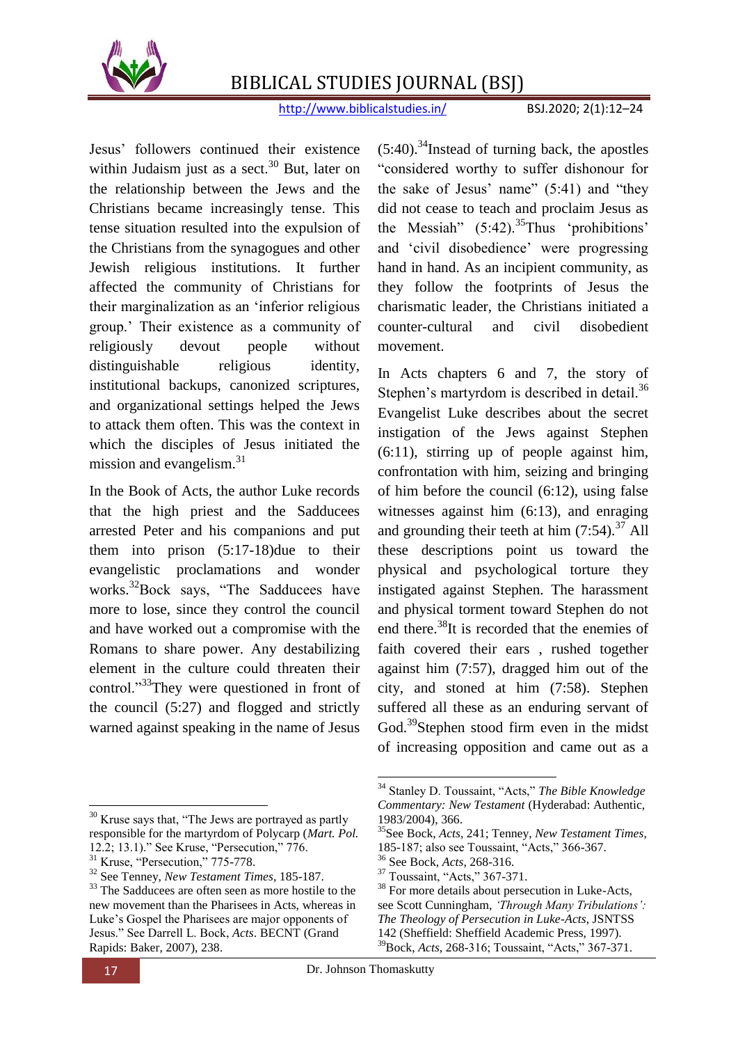Jesus' followers continued their existence within Judaism just as a sect.[30] But, later on the relationship between the Jews and the Christians became increasingly tense. This tense situation resulted into the expulsion of the Christians from the synagogues and other Jewish religious institutions. It further affected the community of Christians for their marginalization as an 'inferior religious group.' Their existence as a community of religiously devout people without distinguishable religious identity, institutional backups, canonized scriptures, and organizational settings helped the Jews to attack them often. This was the context in which the disciples of Jesus initiated the mission and evangelism.[31]

In the Book of Acts, the author Luke records that the high priest and the Sadducees arrested Peter and his companions and put them into prison (5:17-18)due to their evangelistic proclamations and wonder works.[32]Bock says, "The Sadducees have more to lose, since they control the council and have worked out a compromise with the Romans to share power. Any destabilizing element in the culture could threaten their control."[33]They were questioned in front of the council (5:27) and flogged and strictly warned against speaking in the name of Jesus (5:40).[34]Instead of turning back, the apostles "considered worthy to suffer dishonour for the sake of Jesus' name" (5:41) and "they did not cease to teach and proclaim Jesus as the Messiah" (5:42).[35]Thus 'prohibitions' and 'civil disobedience' were progressing hand in hand. As an incipient community, as they follow the footprints of Jesus the charismatic leader, the Christians initiated a counter-cultural and civil disobedient movement.

In Acts chapters 6 and 7, the story of Stephen's martyrdom is described in detail.[36] Evangelist Luke describes about the secret instigation of the Jews against Stephen (6:11), stirring up of people against him, confrontation with him, seizing and bringing of him before the council (6:12), using false witnesses against him (6:13), and enraging and grounding their teeth at him (7:54).[37] All these descriptions point us toward the physical and psychological torture they instigated against Stephen. The harassment and physical torment toward Stephen do not end there.[38]It is recorded that the enemies of faith covered their ears , rushed together against him (7:57), dragged him out of the city, and stoned at him (7:58). Stephen suffered all these as an enduring servant of God.[39]Stephen stood firm even in the midst of increasing opposition and came out as a

---

[30] Kruse says that, "The Jews are portrayed as partly responsible for the martyrdom of Polycarp (*Mart. Pol.* 12.2; 13.1)." See Kruse, "Persecution," 776.

[31] Kruse, "Persecution," 775-778.

[32] See Tenney, *New Testament Times*, 185-187.

[33] The Sadducees are often seen as more hostile to the new movement than the Pharisees in Acts, whereas in Luke's Gospel the Pharisees are major opponents of Jesus." See Darrell L. Bock, *Acts*. BECNT (Grand Rapids: Baker, 2007), 238.

[34] Stanley D. Toussaint, "Acts," *The Bible Knowledge Commentary: New Testament* (Hyderabad: Authentic, 1983/2004), 366.

[35] See Bock, *Acts*, 241; Tenney, *New Testament Times*, 185-187; also see Toussaint, "Acts," 366-367.

[36] See Bock, *Acts*, 268-316.

[37] Toussaint, "Acts," 367-371.

[38] For more details about persecution in Luke-Acts, see Scott Cunningham, *'Through Many Tribulations': The Theology of Persecution in Luke-Acts*, JSNTSS 142 (Sheffield: Sheffield Academic Press, 1997).

[39] Bock, *Acts*, 268-316; Toussaint, "Acts," 367-371.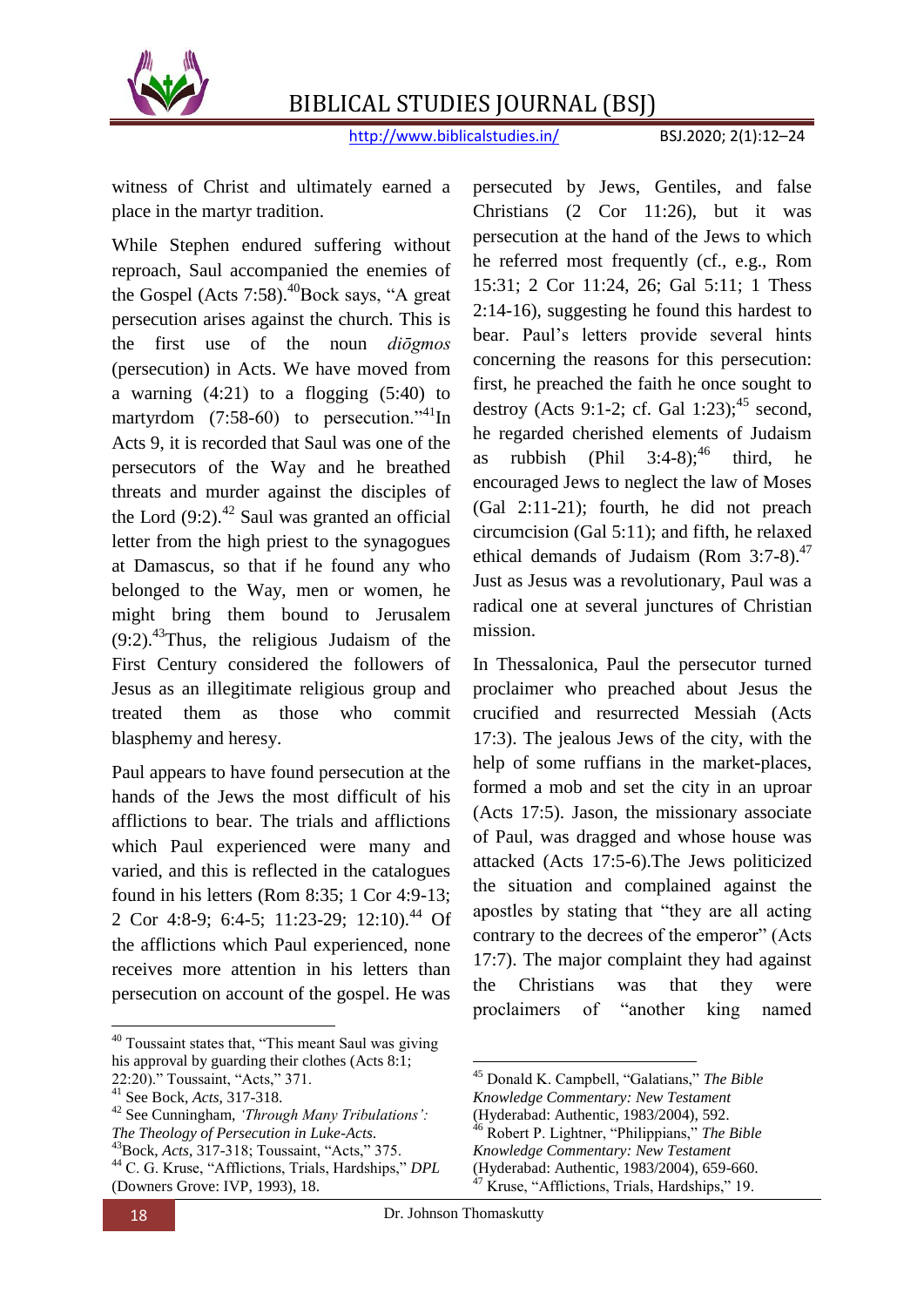witness of Christ and ultimately earned a place in the martyr tradition.

While Stephen endured suffering without reproach, Saul accompanied the enemies of the Gospel (Acts 7:58).[40]Bock says, "A great persecution arises against the church. This is the first use of the noun *diōgmos* (persecution) in Acts. We have moved from a warning (4:21) to a flogging (5:40) to martyrdom (7:58-60) to persecution."[41]In Acts 9, it is recorded that Saul was one of the persecutors of the Way and he breathed threats and murder against the disciples of the Lord (9:2).[42] Saul was granted an official letter from the high priest to the synagogues at Damascus, so that if he found any who belonged to the Way, men or women, he might bring them bound to Jerusalem (9:2).[43]Thus, the religious Judaism of the First Century considered the followers of Jesus as an illegitimate religious group and treated them as those who commit blasphemy and heresy.

Paul appears to have found persecution at the hands of the Jews the most difficult of his afflictions to bear. The trials and afflictions which Paul experienced were many and varied, and this is reflected in the catalogues found in his letters (Rom 8:35; 1 Cor 4:9-13; 2 Cor 4:8-9; 6:4-5; 11:23-29; 12:10).[44] Of the afflictions which Paul experienced, none receives more attention in his letters than persecution on account of the gospel. He was persecuted by Jews, Gentiles, and false Christians (2 Cor 11:26), but it was persecution at the hand of the Jews to which he referred most frequently (cf., e.g., Rom 15:31; 2 Cor 11:24, 26; Gal 5:11; 1 Thess 2:14-16), suggesting he found this hardest to bear. Paul's letters provide several hints concerning the reasons for this persecution: first, he preached the faith he once sought to destroy (Acts 9:1-2; cf. Gal 1:23);[45] second, he regarded cherished elements of Judaism as rubbish (Phil 3:4-8);[46] third, he encouraged Jews to neglect the law of Moses (Gal 2:11-21); fourth, he did not preach circumcision (Gal 5:11); and fifth, he relaxed ethical demands of Judaism (Rom 3:7-8).[47] Just as Jesus was a revolutionary, Paul was a radical one at several junctures of Christian mission.

In Thessalonica, Paul the persecutor turned proclaimer who preached about Jesus the crucified and resurrected Messiah (Acts 17:3). The jealous Jews of the city, with the help of some ruffians in the market-places, formed a mob and set the city in an uproar (Acts 17:5). Jason, the missionary associate of Paul, was dragged and whose house was attacked (Acts 17:5-6).The Jews politicized the situation and complained against the apostles by stating that "they are all acting contrary to the decrees of the emperor" (Acts 17:7). The major complaint they had against the Christians was that they were proclaimers of "another king named

---

[40] Toussaint states that, "This meant Saul was giving his approval by guarding their clothes (Acts 8:1; 22:20)." Toussaint, "Acts," 371.

[41] See Bock, *Acts*, 317-318.

[42] See Cunningham, *'Through Many Tribulations': The Theology of Persecution in Luke-Acts*.

[43]Bock, *Acts*, 317-318; Toussaint, "Acts," 375.

[44] C. G. Kruse, "Afflictions, Trials, Hardships," *DPL* (Downers Grove: IVP, 1993), 18.

[45] Donald K. Campbell, "Galatians," *The Bible Knowledge Commentary: New Testament* (Hyderabad: Authentic, 1983/2004), 592.

[46] Robert P. Lightner, "Philippians," *The Bible Knowledge Commentary: New Testament* (Hyderabad: Authentic, 1983/2004), 659-660.

[47] Kruse, "Afflictions, Trials, Hardships," 19.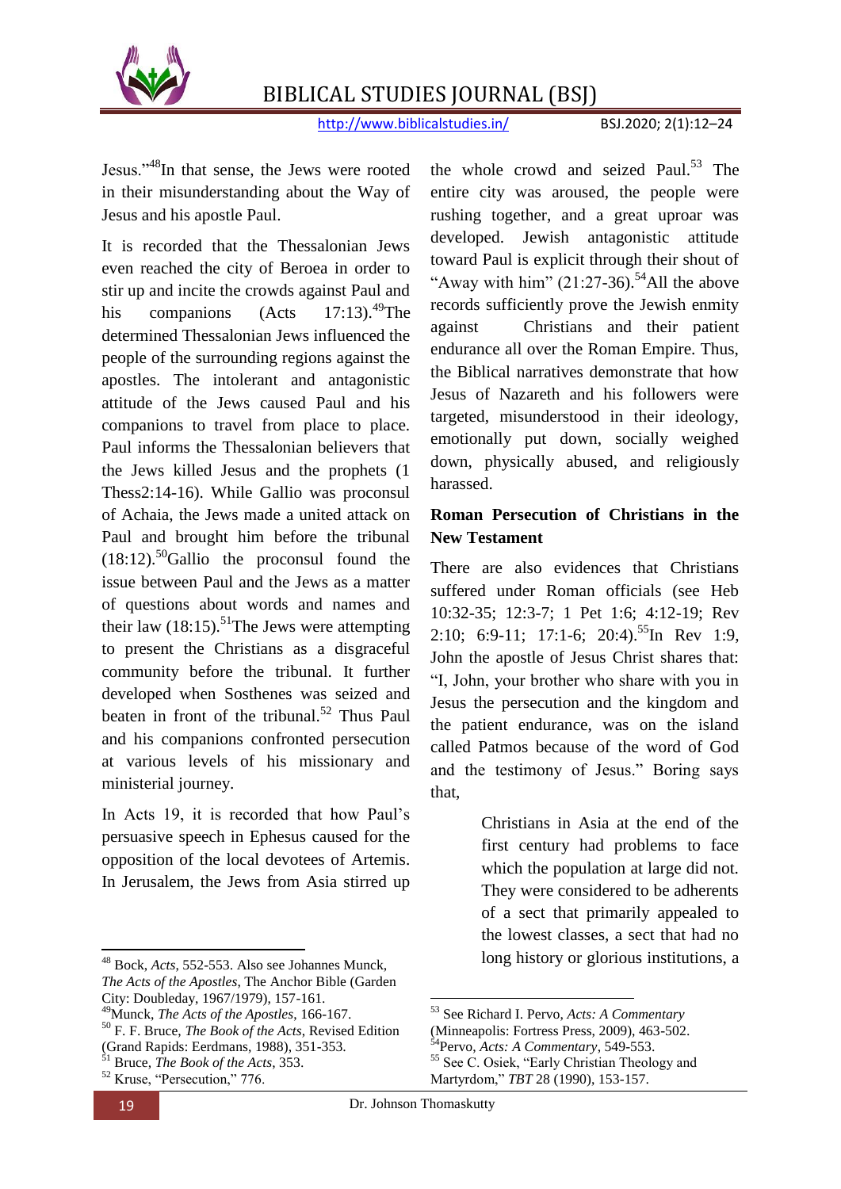Jesus."[48]In that sense, the Jews were rooted in their misunderstanding about the Way of Jesus and his apostle Paul.

It is recorded that the Thessalonian Jews even reached the city of Beroea in order to stir up and incite the crowds against Paul and his companions (Acts 17:13).[49]The determined Thessalonian Jews influenced the people of the surrounding regions against the apostles. The intolerant and antagonistic attitude of the Jews caused Paul and his companions to travel from place to place. Paul informs the Thessalonian believers that the Jews killed Jesus and the prophets (1 Thess2:14-16). While Gallio was proconsul of Achaia, the Jews made a united attack on Paul and brought him before the tribunal (18:12).[50]Gallio the proconsul found the issue between Paul and the Jews as a matter of questions about words and names and their law (18:15).[51]The Jews were attempting to present the Christians as a disgraceful community before the tribunal. It further developed when Sosthenes was seized and beaten in front of the tribunal.[52] Thus Paul and his companions confronted persecution at various levels of his missionary and ministerial journey.

In Acts 19, it is recorded that how Paul's persuasive speech in Ephesus caused for the opposition of the local devotees of Artemis. In Jerusalem, the Jews from Asia stirred up the whole crowd and seized Paul.[53] The entire city was aroused, the people were rushing together, and a great uproar was developed. Jewish antagonistic attitude toward Paul is explicit through their shout of "Away with him" (21:27-36).[54]All the above records sufficiently prove the Jewish enmity against Christians and their patient endurance all over the Roman Empire. Thus, the Biblical narratives demonstrate that how Jesus of Nazareth and his followers were targeted, misunderstood in their ideology, emotionally put down, socially weighed down, physically abused, and religiously harassed.

**Roman Persecution of Christians in the New Testament**

There are also evidences that Christians suffered under Roman officials (see Heb 10:32-35; 12:3-7; 1 Pet 1:6; 4:12-19; Rev 2:10; 6:9-11; 17:1-6; 20:4).[55]In Rev 1:9, John the apostle of Jesus Christ shares that: "I, John, your brother who share with you in Jesus the persecution and the kingdom and the patient endurance, was on the island called Patmos because of the word of God and the testimony of Jesus." Boring says that,

> Christians in Asia at the end of the first century had problems to face which the population at large did not. They were considered to be adherents of a sect that primarily appealed to the lowest classes, a sect that had no long history or glorious institutions, a

---

[48] Bock, *Acts*, 552-553. Also see Johannes Munck, *The Acts of the Apostles*, The Anchor Bible (Garden City: Doubleday, 1967/1979), 157-161.

[49] Munck, *The Acts of the Apostles*, 166-167.

[50] F. F. Bruce, *The Book of the Acts*, Revised Edition (Grand Rapids: Eerdmans, 1988), 351-353.

[51] Bruce, *The Book of the Acts*, 353.

[52] Kruse, "Persecution," 776.

[53] See Richard I. Pervo, *Acts: A Commentary* (Minneapolis: Fortress Press, 2009), 463-502.

[54] Pervo, *Acts: A Commentary*, 549-553.

[55] See C. Osiek, "Early Christian Theology and Martyrdom," *TBT* 28 (1990), 153-157.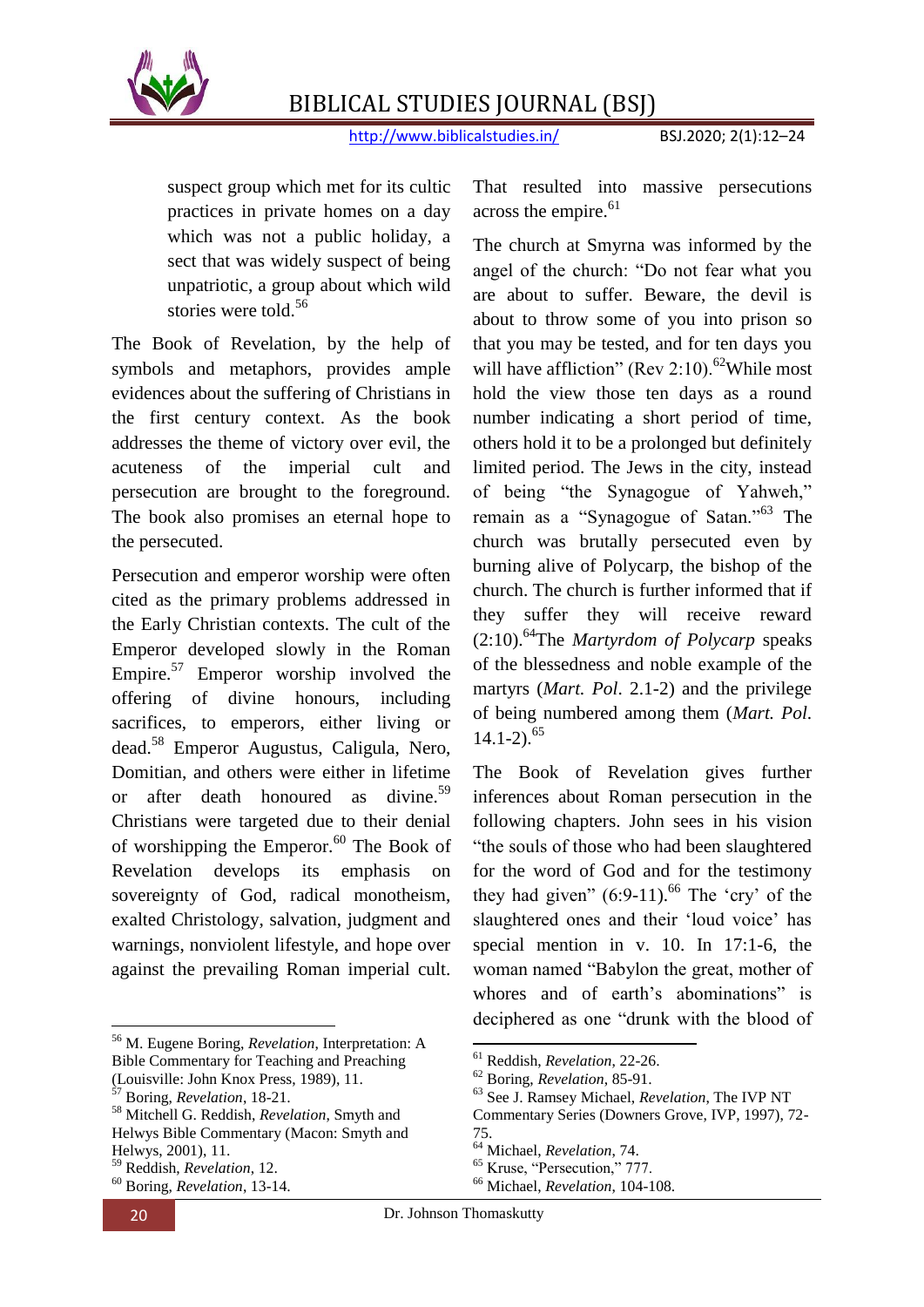> suspect group which met for its cultic practices in private homes on a day which was not a public holiday, a sect that was widely suspect of being unpatriotic, a group about which wild stories were told.[56]

The Book of Revelation, by the help of symbols and metaphors, provides ample evidences about the suffering of Christians in the first century context. As the book addresses the theme of victory over evil, the acuteness of the imperial cult and persecution are brought to the foreground. The book also promises an eternal hope to the persecuted.

Persecution and emperor worship were often cited as the primary problems addressed in the Early Christian contexts. The cult of the Emperor developed slowly in the Roman Empire.[57] Emperor worship involved the offering of divine honours, including sacrifices, to emperors, either living or dead.[58] Emperor Augustus, Caligula, Nero, Domitian, and others were either in lifetime or after death honoured as divine.[59] Christians were targeted due to their denial of worshipping the Emperor.[60] The Book of Revelation develops its emphasis on sovereignty of God, radical monotheism, exalted Christology, salvation, judgment and warnings, nonviolent lifestyle, and hope over against the prevailing Roman imperial cult. That resulted into massive persecutions across the empire.[61]

The church at Smyrna was informed by the angel of the church: "Do not fear what you are about to suffer. Beware, the devil is about to throw some of you into prison so that you may be tested, and for ten days you will have affliction" (Rev 2:10).[62] While most hold the view those ten days as a round number indicating a short period of time, others hold it to be a prolonged but definitely limited period. The Jews in the city, instead of being "the Synagogue of Yahweh," remain as a "Synagogue of Satan."[63] The church was brutally persecuted even by burning alive of Polycarp, the bishop of the church. The church is further informed that if they suffer they will receive reward (2:10).[64] The *Martyrdom of Polycarp* speaks of the blessedness and noble example of the martyrs (*Mart. Pol*. 2.1-2) and the privilege of being numbered among them (*Mart. Pol.* 14.1-2).[65]

The Book of Revelation gives further inferences about Roman persecution in the following chapters. John sees in his vision "the souls of those who had been slaughtered for the word of God and for the testimony they had given" (6:9-11).[66] The 'cry' of the slaughtered ones and their 'loud voice' has special mention in v. 10. In 17:1-6, the woman named "Babylon the great, mother of whores and of earth's abominations" is deciphered as one "drunk with the blood of

---

[56] M. Eugene Boring, *Revelation*, Interpretation: A Bible Commentary for Teaching and Preaching (Louisville: John Knox Press, 1989), 11.

[57] Boring, *Revelation*, 18-21.

[58] Mitchell G. Reddish, *Revelation*, Smyth and Helwys Bible Commentary (Macon: Smyth and Helwys, 2001), 11.

[59] Reddish, *Revelation*, 12.

[60] Boring, *Revelation*, 13-14.

[61] Reddish, *Revelation*, 22-26.

[62] Boring, *Revelation*, 85-91.

[63] See J. Ramsey Michael, *Revelation*, The IVP NT Commentary Series (Downers Grove, IVP, 1997), 72-75.

[64] Michael, *Revelation*, 74.

[65] Kruse, "Persecution," 777.

[66] Michael, *Revelation*, 104-108.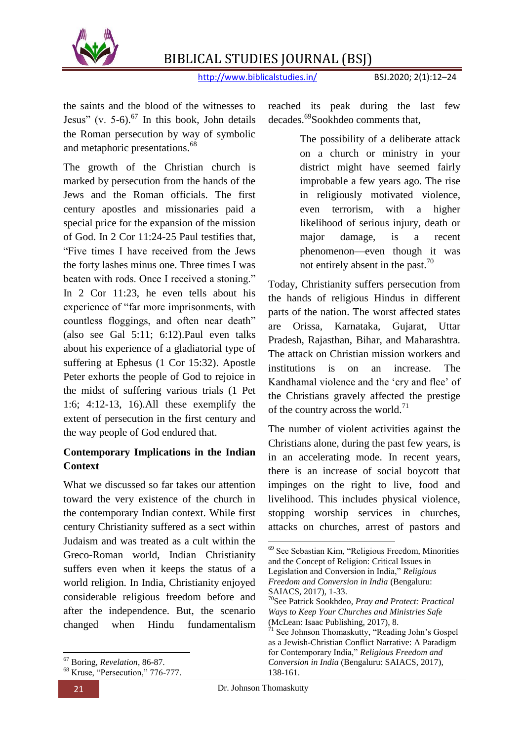the saints and the blood of the witnesses to Jesus" (v. 5-6).[67] In this book, John details the Roman persecution by way of symbolic and metaphoric presentations.[68]

The growth of the Christian church is marked by persecution from the hands of the Jews and the Roman officials. The first century apostles and missionaries paid a special price for the expansion of the mission of God. In 2 Cor 11:24-25 Paul testifies that, "Five times I have received from the Jews the forty lashes minus one. Three times I was beaten with rods. Once I received a stoning." In 2 Cor 11:23, he even tells about his experience of "far more imprisonments, with countless floggings, and often near death" (also see Gal 5:11; 6:12).Paul even talks about his experience of a gladiatorial type of suffering at Ephesus (1 Cor 15:32). Apostle Peter exhorts the people of God to rejoice in the midst of suffering various trials (1 Pet 1:6; 4:12-13, 16).All these exemplify the extent of persecution in the first century and the way people of God endured that.

## Contemporary Implications in the Indian Context

What we discussed so far takes our attention toward the very existence of the church in the contemporary Indian context. While first century Christianity suffered as a sect within Judaism and was treated as a cult within the Greco-Roman world, Indian Christianity suffers even when it keeps the status of a world religion. In India, Christianity enjoyed considerable religious freedom before and after the independence. But, the scenario changed when Hindu fundamentalism reached its peak during the last few decades.[69]Sookhdeo comments that,

> The possibility of a deliberate attack on a church or ministry in your district might have seemed fairly improbable a few years ago. The rise in religiously motivated violence, even terrorism, with a higher likelihood of serious injury, death or major damage, is a recent phenomenon—even though it was not entirely absent in the past.[70]

Today, Christianity suffers persecution from the hands of religious Hindus in different parts of the nation. The worst affected states are Orissa, Karnataka, Gujarat, Uttar Pradesh, Rajasthan, Bihar, and Maharashtra. The attack on Christian mission workers and institutions is on an increase. The Kandhamal violence and the 'cry and flee' of the Christians gravely affected the prestige of the country across the world.[71]

The number of violent activities against the Christians alone, during the past few years, is in an accelerating mode. In recent years, there is an increase of social boycott that impinges on the right to live, food and livelihood. This includes physical violence, stopping worship services in churches, attacks on churches, arrest of pastors and

---

[67] Boring, *Revelation*, 86-87.

[68] Kruse, "Persecution," 776-777.

[69] See Sebastian Kim, "Religious Freedom, Minorities and the Concept of Religion: Critical Issues in Legislation and Conversion in India," *Religious Freedom and Conversion in India* (Bengaluru: SAIACS, 2017), 1-33.

[70]See Patrick Sookhdeo, *Pray and Protect: Practical Ways to Keep Your Churches and Ministries Safe* (McLean: Isaac Publishing, 2017), 8.

[71] See Johnson Thomaskutty, "Reading John's Gospel as a Jewish-Christian Conflict Narrative: A Paradigm for Contemporary India," *Religious Freedom and Conversion in India* (Bengaluru: SAIACS, 2017), 138-161.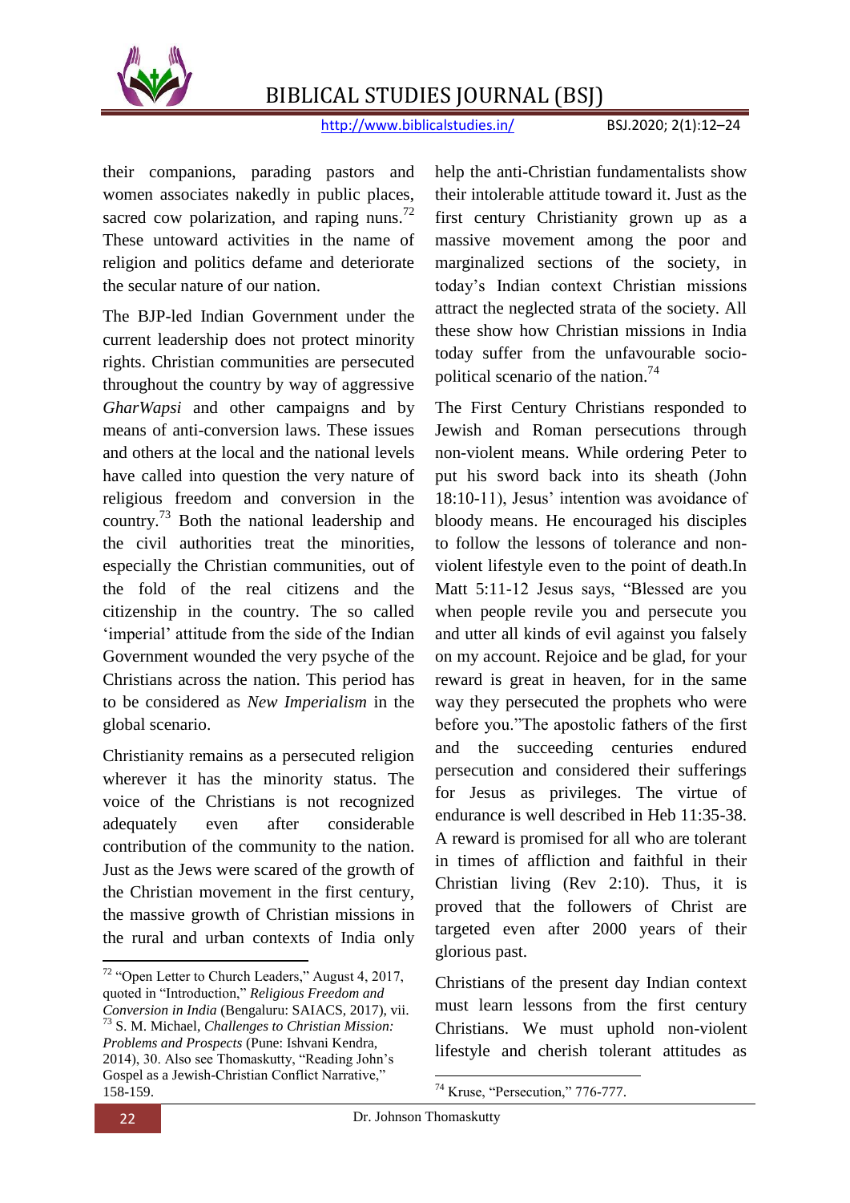their companions, parading pastors and women associates nakedly in public places, sacred cow polarization, and raping nuns.[72] These untoward activities in the name of religion and politics defame and deteriorate the secular nature of our nation.

The BJP-led Indian Government under the current leadership does not protect minority rights. Christian communities are persecuted throughout the country by way of aggressive *GharWapsi* and other campaigns and by means of anti-conversion laws. These issues and others at the local and the national levels have called into question the very nature of religious freedom and conversion in the country.[73] Both the national leadership and the civil authorities treat the minorities, especially the Christian communities, out of the fold of the real citizens and the citizenship in the country. The so called 'imperial' attitude from the side of the Indian Government wounded the very psyche of the Christians across the nation. This period has to be considered as *New Imperialism* in the global scenario.

Christianity remains as a persecuted religion wherever it has the minority status. The voice of the Christians is not recognized adequately even after considerable contribution of the community to the nation. Just as the Jews were scared of the growth of the Christian movement in the first century, the massive growth of Christian missions in the rural and urban contexts of India only help the anti-Christian fundamentalists show their intolerable attitude toward it. Just as the first century Christianity grown up as a massive movement among the poor and marginalized sections of the society, in today's Indian context Christian missions attract the neglected strata of the society. All these show how Christian missions in India today suffer from the unfavourable socio-political scenario of the nation.[74]

The First Century Christians responded to Jewish and Roman persecutions through non-violent means. While ordering Peter to put his sword back into its sheath (John 18:10-11), Jesus' intention was avoidance of bloody means. He encouraged his disciples to follow the lessons of tolerance and non-violent lifestyle even to the point of death.In Matt 5:11-12 Jesus says, "Blessed are you when people revile you and persecute you and utter all kinds of evil against you falsely on my account. Rejoice and be glad, for your reward is great in heaven, for in the same way they persecuted the prophets who were before you."The apostolic fathers of the first and the succeeding centuries endured persecution and considered their sufferings for Jesus as privileges. The virtue of endurance is well described in Heb 11:35-38. A reward is promised for all who are tolerant in times of affliction and faithful in their Christian living (Rev 2:10). Thus, it is proved that the followers of Christ are targeted even after 2000 years of their glorious past.

Christians of the present day Indian context must learn lessons from the first century Christians. We must uphold non-violent lifestyle and cherish tolerant attitudes as

---

[72] "Open Letter to Church Leaders," August 4, 2017, quoted in "Introduction," *Religious Freedom and Conversion in India* (Bengaluru: SAIACS, 2017), vii.

[73] S. M. Michael, *Challenges to Christian Mission: Problems and Prospects* (Pune: Ishvani Kendra, 2014), 30. Also see Thomaskutty, "Reading John's Gospel as a Jewish-Christian Conflict Narrative," 158-159.

[74] Kruse, "Persecution," 776-777.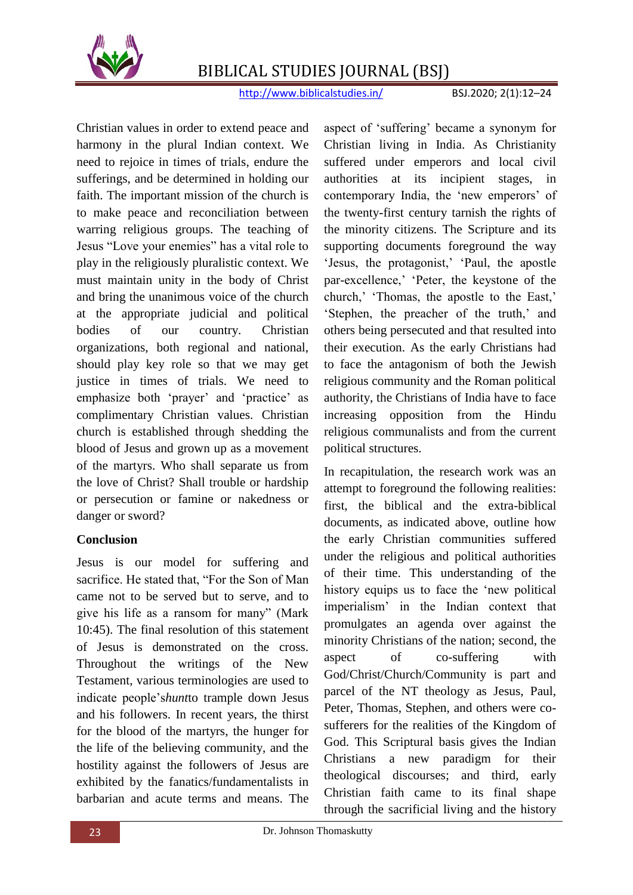Christian values in order to extend peace and harmony in the plural Indian context. We need to rejoice in times of trials, endure the sufferings, and be determined in holding our faith. The important mission of the church is to make peace and reconciliation between warring religious groups. The teaching of Jesus "Love your enemies" has a vital role to play in the religiously pluralistic context. We must maintain unity in the body of Christ and bring the unanimous voice of the church at the appropriate judicial and political bodies of our country. Christian organizations, both regional and national, should play key role so that we may get justice in times of trials. We need to emphasize both 'prayer' and 'practice' as complimentary Christian values. Christian church is established through shedding the blood of Jesus and grown up as a movement of the martyrs. Who shall separate us from the love of Christ? Shall trouble or hardship or persecution or famine or nakedness or danger or sword?

## Conclusion

Jesus is our model for suffering and sacrifice. He stated that, "For the Son of Man came not to be served but to serve, and to give his life as a ransom for many" (Mark 10:45). The final resolution of this statement of Jesus is demonstrated on the cross. Throughout the writings of the New Testament, various terminologies are used to indicate people's*hunt*to trample down Jesus and his followers. In recent years, the thirst for the blood of the martyrs, the hunger for the life of the believing community, and the hostility against the followers of Jesus are exhibited by the fanatics/fundamentalists in barbarian and acute terms and means. The aspect of 'suffering' became a synonym for Christian living in India. As Christianity suffered under emperors and local civil authorities at its incipient stages, in contemporary India, the 'new emperors' of the twenty-first century tarnish the rights of the minority citizens. The Scripture and its supporting documents foreground the way 'Jesus, the protagonist,' 'Paul, the apostle par-excellence,' 'Peter, the keystone of the church,' 'Thomas, the apostle to the East,' 'Stephen, the preacher of the truth,' and others being persecuted and that resulted into their execution. As the early Christians had to face the antagonism of both the Jewish religious community and the Roman political authority, the Christians of India have to face increasing opposition from the Hindu religious communalists and from the current political structures.

In recapitulation, the research work was an attempt to foreground the following realities: first, the biblical and the extra-biblical documents, as indicated above, outline how the early Christian communities suffered under the religious and political authorities of their time. This understanding of the history equips us to face the 'new political imperialism' in the Indian context that promulgates an agenda over against the minority Christians of the nation; second, the aspect of co-suffering with God/Christ/Church/Community is part and parcel of the NT theology as Jesus, Paul, Peter, Thomas, Stephen, and others were co-sufferers for the realities of the Kingdom of God. This Scriptural basis gives the Indian Christians a new paradigm for their theological discourses; and third, early Christian faith came to its final shape through the sacrificial living and the history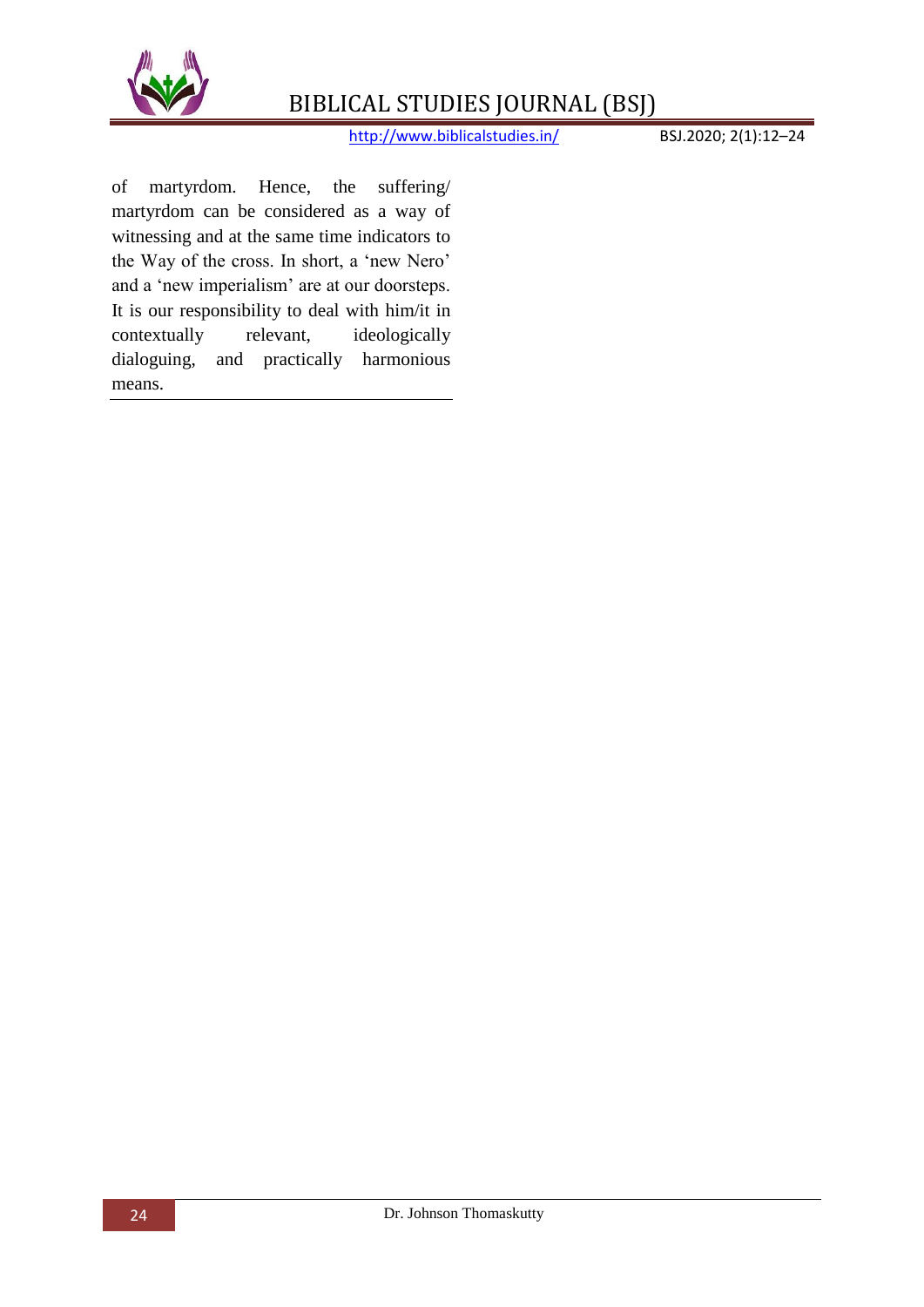of martyrdom. Hence, the suffering/ martyrdom can be considered as a way of witnessing and at the same time indicators to the Way of the cross. In short, a 'new Nero' and a 'new imperialism' are at our doorsteps. It is our responsibility to deal with him/it in contextually relevant, ideologically dialoguing, and practically harmonious means.